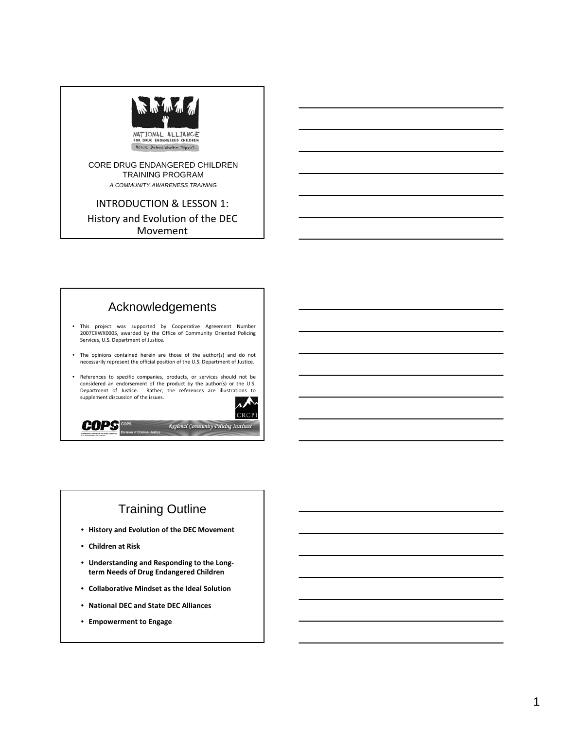NATIONAL ALLIANCE FOR DRUG ENDANGERED CHILDREN

Rescue. Defend. Shelter. Support.

CORE DRUG ENDANGERED CHILDREN TRAINING PROGRAM

*A COMMUNITY AWARENESS TRAINING*

INTRODUCTION & LESSON 1:

History and Evolution of the DEC Movement

## Acknowledgements

- This project was supported by Cooperative Agreement Number 2007CKWX0005, awarded by the Office of Community Oriented Policing Services, U.S. Department of Justice.
- The opinions contained herein are those of the author(s) and do not necessarily represent the official position of the U.S. Department of Justice.
- References to specific companies, products, or services should not be considered an endorsement of the product by the author(s) or the U.S. Department of Justice. Rather, the references are illustrations to supplement discussion of the issues.

CRCPI

COPS — COMMUNITY ORIENTED POLICING SERVICES, U.S. DEPARTMENT OF JUSTICE

COPS Division of Criminal Justice

*Regional Community Policing Institute*

## Training Outline

- **History and Evolution of the DEC Movement**
- **Children at Risk**
- **Understanding and Responding to the Long-term Needs of Drug Endangered Children**
- **Collaborative Mindset as the Ideal Solution**
- **National DEC and State DEC Alliances**
- **Empowerment to Engage**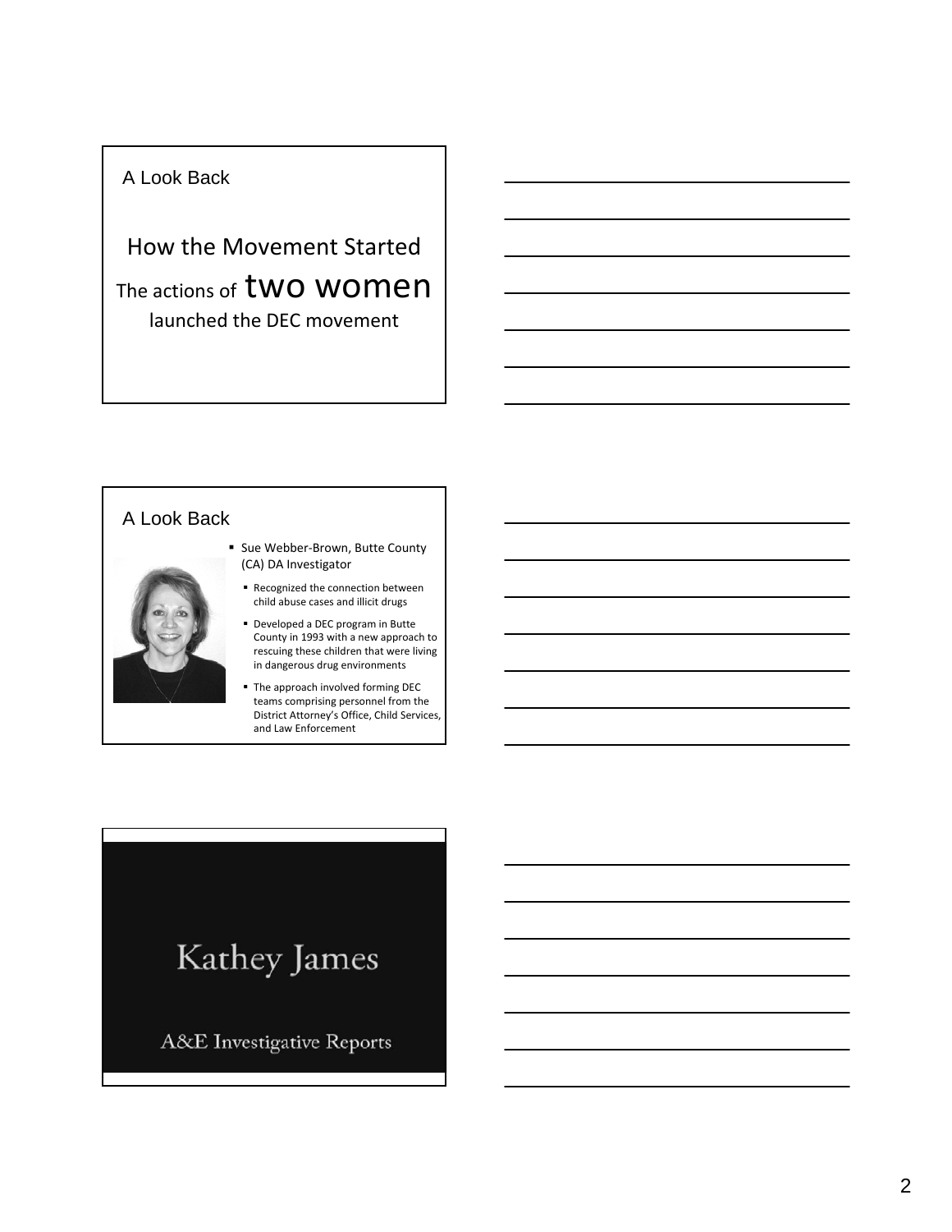## A Look Back

How the Movement Started

The actions of **two women** launched the DEC movement

## A Look Back

- Sue Webber-Brown, Butte County (CA) DA Investigator
  - Recognized the connection between child abuse cases and illicit drugs
  - Developed a DEC program in Butte County in 1993 with a new approach to rescuing these children that were living in dangerous drug environments
  - The approach involved forming DEC teams comprising personnel from the District Attorney's Office, Child Services, and Law Enforcement

## Kathey James

A&E Investigative Reports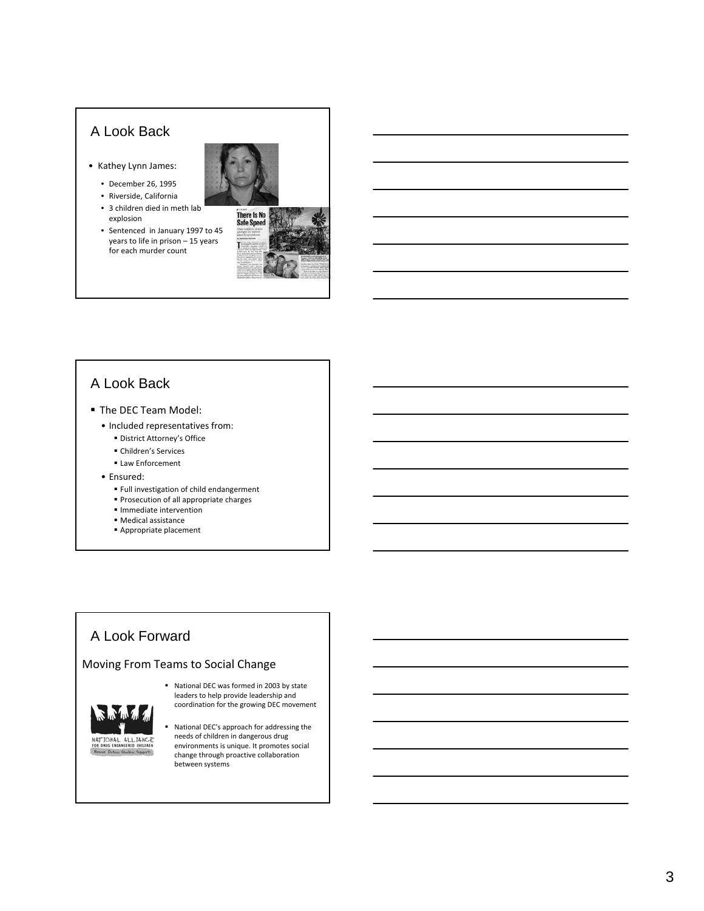## A Look Back

- Kathey Lynn James:
  - December 26, 1995
  - Riverside, California
  - 3 children died in meth lab explosion
  - Sentenced in January 1997 to 45 years to life in prison – 15 years for each murder count

## A Look Back

- The DEC Team Model:
  - Included representatives from:
    - District Attorney's Office
    - Children's Services
    - Law Enforcement
  - Ensured:
    - Full investigation of child endangerment
    - Prosecution of all appropriate charges
    - Immediate intervention
    - Medical assistance
    - Appropriate placement

## A Look Forward

### Moving From Teams to Social Change

- National DEC was formed in 2003 by state leaders to help provide leadership and coordination for the growing DEC movement
- National DEC's approach for addressing the needs of children in dangerous drug environments is unique. It promotes social change through proactive collaboration between systems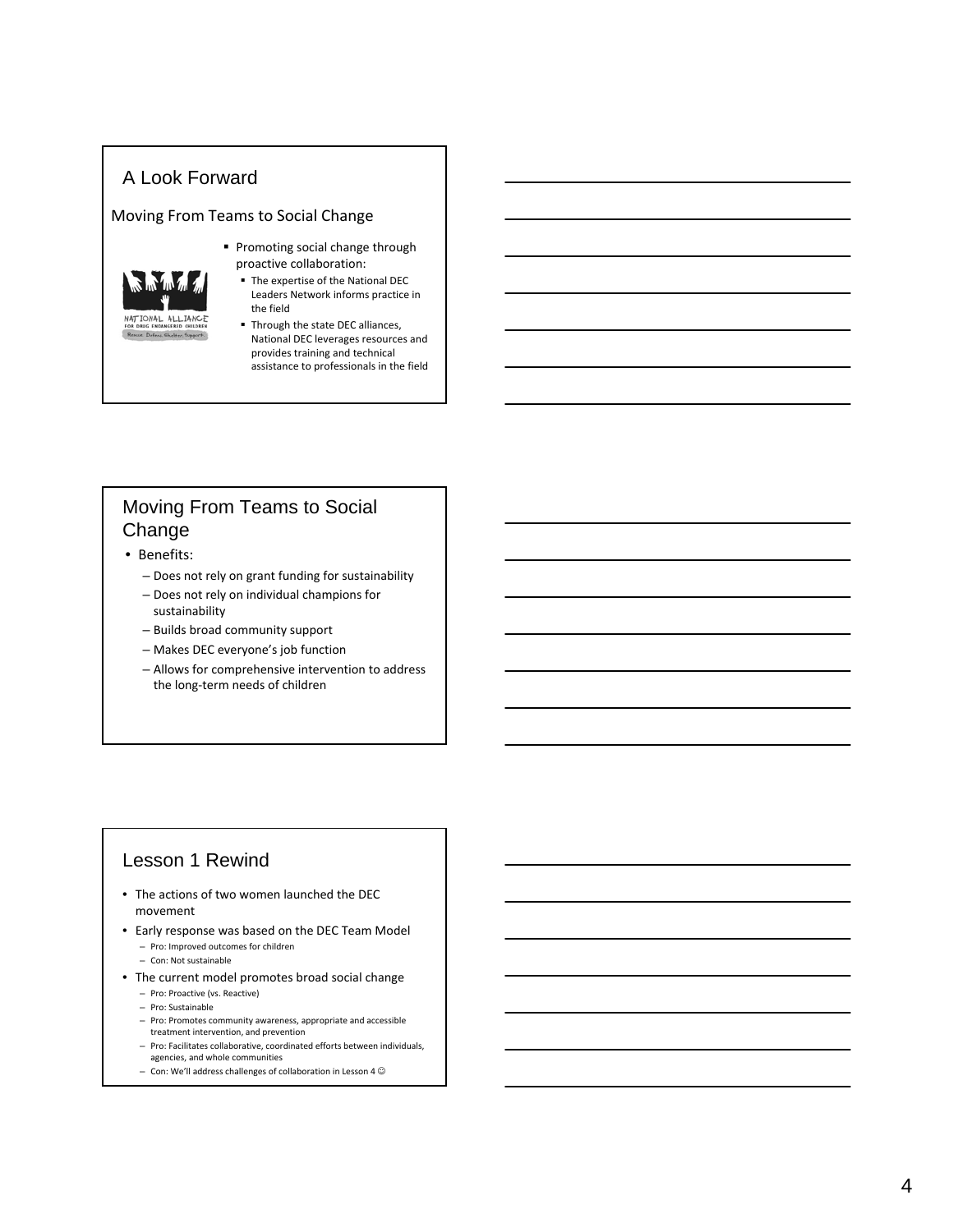## A Look Forward

Moving From Teams to Social Change

- Promoting social change through proactive collaboration:
  - The expertise of the National DEC Leaders Network informs practice in the field
  - Through the state DEC alliances, National DEC leverages resources and provides training and technical assistance to professionals in the field

## Moving From Teams to Social Change

- Benefits:
  - Does not rely on grant funding for sustainability
  - Does not rely on individual champions for sustainability
  - Builds broad community support
  - Makes DEC everyone's job function
  - Allows for comprehensive intervention to address the long-term needs of children

## Lesson 1 Rewind

- The actions of two women launched the DEC movement
- Early response was based on the DEC Team Model
  - Pro: Improved outcomes for children
  - Con: Not sustainable
- The current model promotes broad social change
  - Pro: Proactive (vs. Reactive)
  - Pro: Sustainable
  - Pro: Promotes community awareness, appropriate and accessible treatment intervention, and prevention
  - Pro: Facilitates collaborative, coordinated efforts between individuals, agencies, and whole communities
  - Con: We'll address challenges of collaboration in Lesson 4 ☺